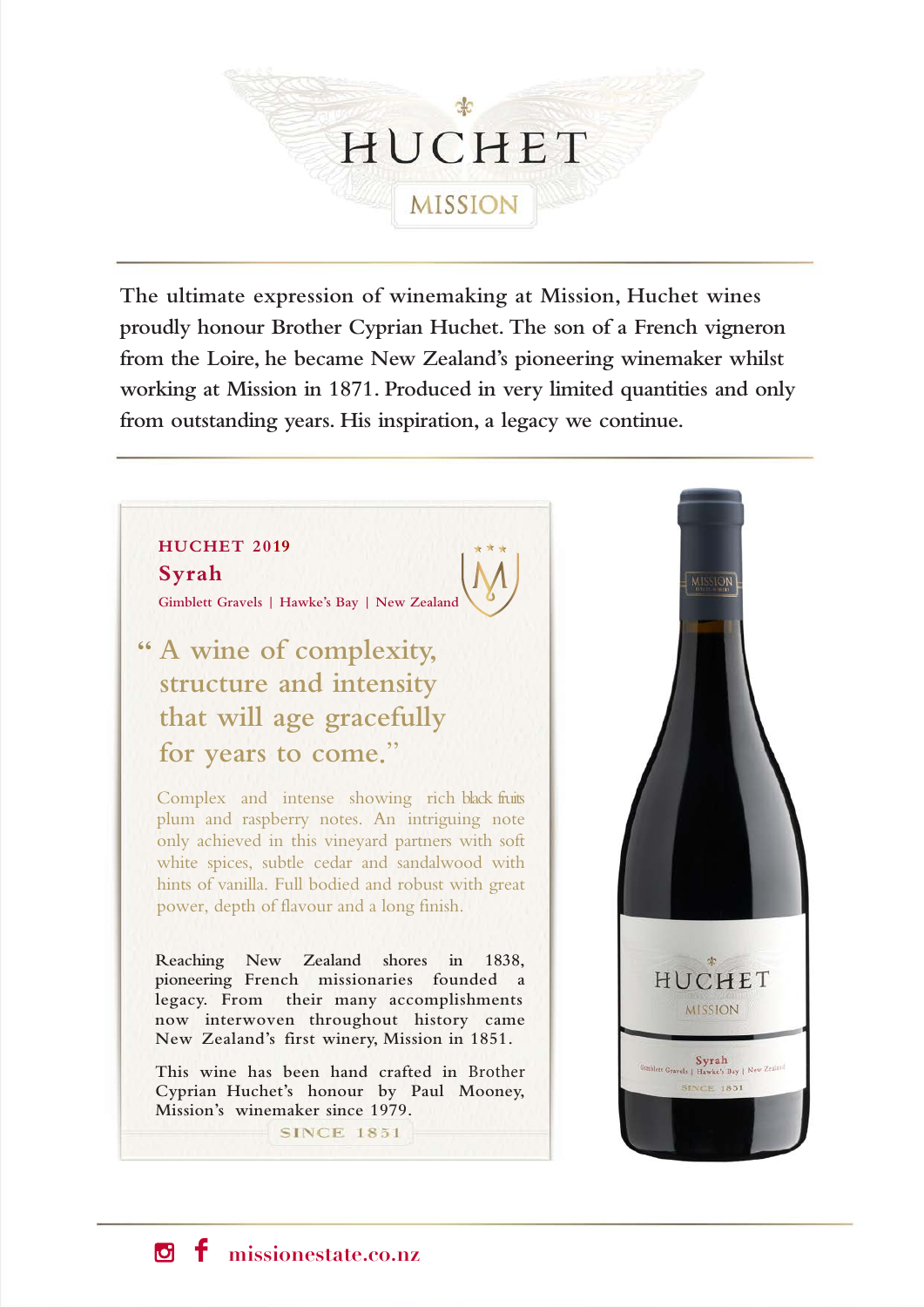# HUCHET

## MISSION

The ultimate expression of winemaking at Mission, Huchet wines proudly honour Brother Cyprian Huchet. The son of a French vigneron from the Loire, he became New Zealand's pioneering winemaker whilst working at Mission in 1871. Produced in very limited quantities and only from outstanding years. His inspiration, a legacy we continue.

### HUCHET 2019

### Syrah

Gimblett Gravels | Hawke's Bay | New Zealand

> " A wine of complexity, structure and intensity that will age gracefully for years to come."

Complex and intense showing rich black fruits plum and raspberry notes. An intriguing note only achieved in this vineyard partners with soft white spices, subtle cedar and sandalwood with hints of vanilla. Full bodied and robust with great power, depth of flavour and a long finish.

Reaching New Zealand shores in 1838, pioneering French missionaries founded a legacy. From their many accomplishments now interwoven throughout history came New Zealand's first winery, Mission in 1851.

This wine has been hand crafted in Brother Cyprian Huchet's honour by Paul Mooney, Mission's winemaker since 1979.

SINCE 1851

missionestate.co.nz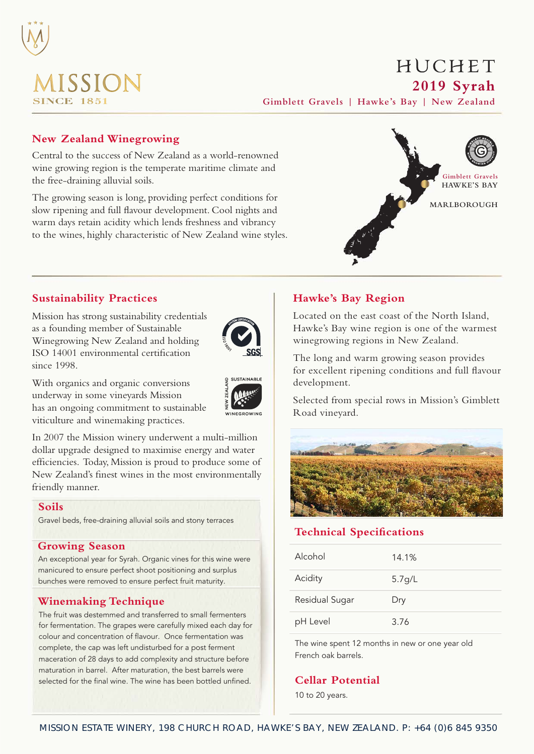MISSION
SINCE 1851

# HUCHET
## 2019 Syrah
Gimblett Gravels | Hawke's Bay | New Zealand

## New Zealand Winegrowing

Central to the success of New Zealand as a world-renowned wine growing region is the temperate maritime climate and the free-draining alluvial soils.

The growing season is long, providing perfect conditions for slow ripening and full flavour development. Cool nights and warm days retain acidity which lends freshness and vibrancy to the wines, highly characteristic of New Zealand wine styles.

Gimblett Gravels
HAWKE'S BAY
MARLBOROUGH

## Sustainability Practices

Mission has strong sustainability credentials as a founding member of Sustainable Winegrowing New Zealand and holding ISO 14001 environmental certification since 1998.

With organics and organic conversions underway in some vineyards Mission has an ongoing commitment to sustainable viticulture and winemaking practices.

In 2007 the Mission winery underwent a multi-million dollar upgrade designed to maximise energy and water efficiencies. Today, Mission is proud to produce some of New Zealand's finest wines in the most environmentally friendly manner.

### Soils

Gravel beds, free-draining alluvial soils and stony terraces

### Growing Season

An exceptional year for Syrah. Organic vines for this wine were manicured to ensure perfect shoot positioning and surplus bunches were removed to ensure perfect fruit maturity.

### Winemaking Technique

The fruit was destemmed and transferred to small fermenters for fermentation. The grapes were carefully mixed each day for colour and concentration of flavour. Once fermentation was complete, the cap was left undisturbed for a post ferment maceration of 28 days to add complexity and structure before maturation in barrel. After maturation, the best barrels were selected for the final wine. The wine has been bottled unfined.

## Hawke's Bay Region

Located on the east coast of the North Island, Hawke's Bay wine region is one of the warmest winegrowing regions in New Zealand.

The long and warm growing season provides for excellent ripening conditions and full flavour development.

Selected from special rows in Mission's Gimblett Road vineyard.

## Technical Specifications

| | |
|---|---|
| Alcohol | 14.1% |
| Acidity | 5.7g/L |
| Residual Sugar | Dry |
| pH Level | 3.76 |

The wine spent 12 months in new or one year old French oak barrels.

## Cellar Potential

10 to 20 years.

MISSION ESTATE WINERY, 198 CHURCH ROAD, HAWKE'S BAY, NEW ZEALAND. P: +64 (0)6 845 9350